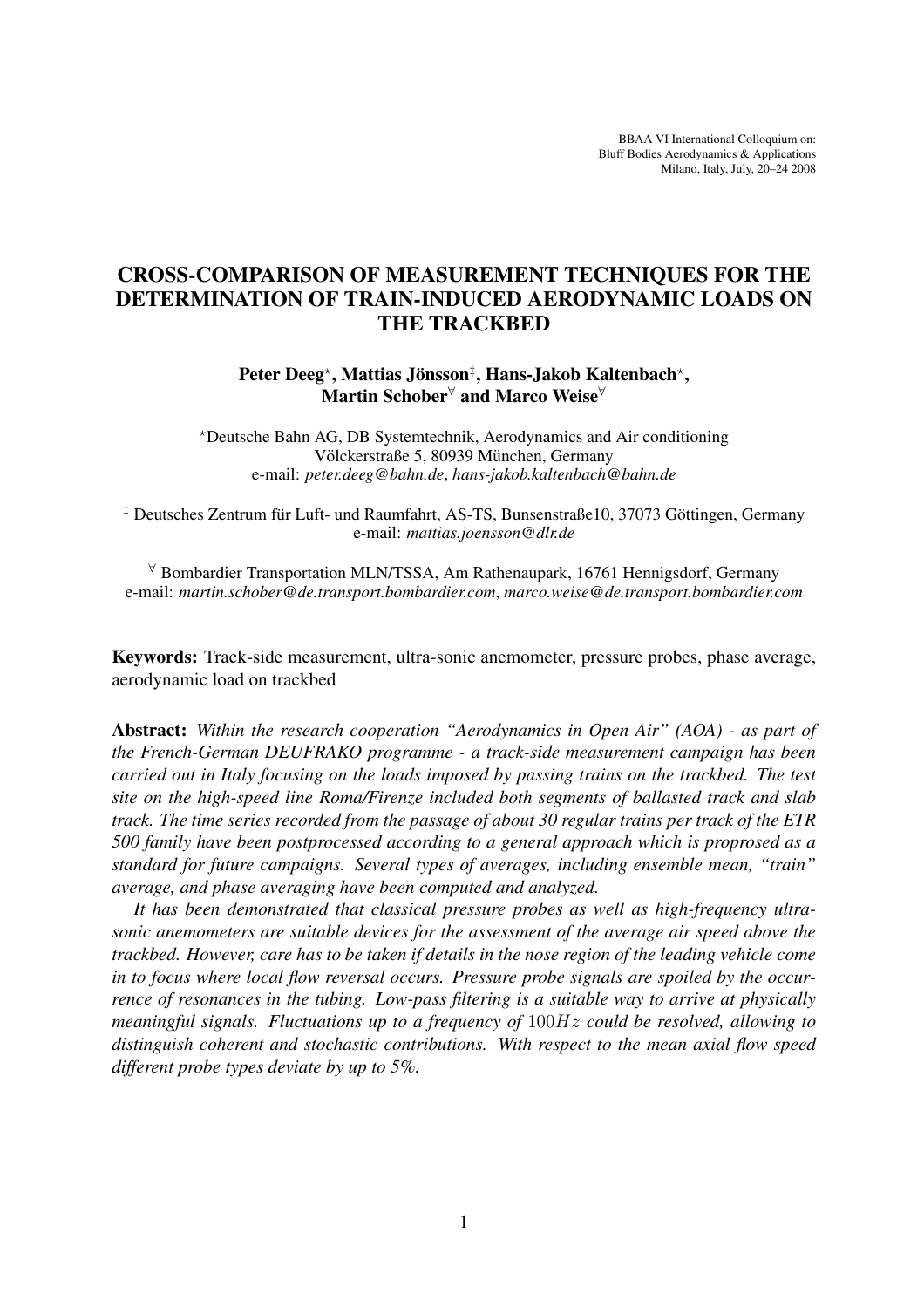BBAA VI International Colloquium on:
Bluff Bodies Aerodynamics & Applications
Milano, Italy, July, 20–24 2008

# CROSS-COMPARISON OF MEASUREMENT TECHNIQUES FOR THE DETERMINATION OF TRAIN-INDUCED AERODYNAMIC LOADS ON THE TRACKBED

**Peter Deeg[⋆], Mattias Jönsson[‡], Hans-Jakob Kaltenbach[⋆], Martin Schober[∀] and Marco Weise[∀]**

[⋆]Deutsche Bahn AG, DB Systemtechnik, Aerodynamics and Air conditioning
Völckerstraße 5, 80939 München, Germany
e-mail: *peter.deeg@bahn.de*, *hans-jakob.kaltenbach@bahn.de*

[‡] Deutsches Zentrum für Luft- und Raumfahrt, AS-TS, Bunsenstraße10, 37073 Göttingen, Germany
e-mail: *mattias.joensson@dlr.de*

[∀] Bombardier Transportation MLN/TSSA, Am Rathenaupark, 16761 Hennigsdorf, Germany
e-mail: *martin.schober@de.transport.bombardier.com*, *marco.weise@de.transport.bombardier.com*

**Keywords:** Track-side measurement, ultra-sonic anemometer, pressure probes, phase average, aerodynamic load on trackbed

**Abstract:** *Within the research cooperation "Aerodynamics in Open Air" (AOA) - as part of the French-German DEUFRAKO programme - a track-side measurement campaign has been carried out in Italy focusing on the loads imposed by passing trains on the trackbed. The test site on the high-speed line Roma/Firenze included both segments of ballasted track and slab track. The time series recorded from the passage of about 30 regular trains per track of the ETR 500 family have been postprocessed according to a general approach which is proprosed as a standard for future campaigns. Several types of averages, including ensemble mean, "train" average, and phase averaging have been computed and analyzed.*

*It has been demonstrated that classical pressure probes as well as high-frequency ultra-sonic anemometers are suitable devices for the assessment of the average air speed above the trackbed. However, care has to be taken if details in the nose region of the leading vehicle come in to focus where local flow reversal occurs. Pressure probe signals are spoiled by the occurrence of resonances in the tubing. Low-pass filtering is a suitable way to arrive at physically meaningful signals. Fluctuations up to a frequency of $100Hz$ could be resolved, allowing to distinguish coherent and stochastic contributions. With respect to the mean axial flow speed different probe types deviate by up to 5%.*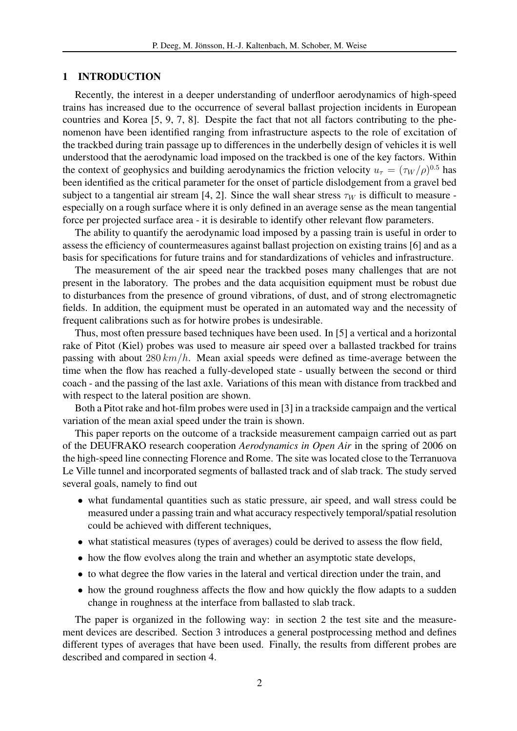## 1 INTRODUCTION

Recently, the interest in a deeper understanding of underfloor aerodynamics of high-speed trains has increased due to the occurrence of several ballast projection incidents in European countries and Korea [5, 9, 7, 8]. Despite the fact that not all factors contributing to the phenomenon have been identified ranging from infrastructure aspects to the role of excitation of the trackbed during train passage up to differences in the underbelly design of vehicles it is well understood that the aerodynamic load imposed on the trackbed is one of the key factors. Within the context of geophysics and building aerodynamics the friction velocity $u_\tau = (\tau_W/\rho)^{0.5}$ has been identified as the critical parameter for the onset of particle dislodgement from a gravel bed subject to a tangential air stream [4, 2]. Since the wall shear stress $\tau_W$ is difficult to measure - especially on a rough surface where it is only defined in an average sense as the mean tangential force per projected surface area - it is desirable to identify other relevant flow parameters.

The ability to quantify the aerodynamic load imposed by a passing train is useful in order to assess the efficiency of countermeasures against ballast projection on existing trains [6] and as a basis for specifications for future trains and for standardizations of vehicles and infrastructure.

The measurement of the air speed near the trackbed poses many challenges that are not present in the laboratory. The probes and the data acquisition equipment must be robust due to disturbances from the presence of ground vibrations, of dust, and of strong electromagnetic fields. In addition, the equipment must be operated in an automated way and the necessity of frequent calibrations such as for hotwire probes is undesirable.

Thus, most often pressure based techniques have been used. In [5] a vertical and a horizontal rake of Pitot (Kiel) probes was used to measure air speed over a ballasted trackbed for trains passing with about $280\,km/h$. Mean axial speeds were defined as time-average between the time when the flow has reached a fully-developed state - usually between the second or third coach - and the passing of the last axle. Variations of this mean with distance from trackbed and with respect to the lateral position are shown.

Both a Pitot rake and hot-film probes were used in [3] in a trackside campaign and the vertical variation of the mean axial speed under the train is shown.

This paper reports on the outcome of a trackside measurement campaign carried out as part of the DEUFRAKO research cooperation *Aerodynamics in Open Air* in the spring of 2006 on the high-speed line connecting Florence and Rome. The site was located close to the Terranuova Le Ville tunnel and incorporated segments of ballasted track and of slab track. The study served several goals, namely to find out

- what fundamental quantities such as static pressure, air speed, and wall stress could be measured under a passing train and what accuracy respectively temporal/spatial resolution could be achieved with different techniques,
- what statistical measures (types of averages) could be derived to assess the flow field,
- how the flow evolves along the train and whether an asymptotic state develops,
- to what degree the flow varies in the lateral and vertical direction under the train, and
- how the ground roughness affects the flow and how quickly the flow adapts to a sudden change in roughness at the interface from ballasted to slab track.

The paper is organized in the following way: in section 2 the test site and the measurement devices are described. Section 3 introduces a general postprocessing method and defines different types of averages that have been used. Finally, the results from different probes are described and compared in section 4.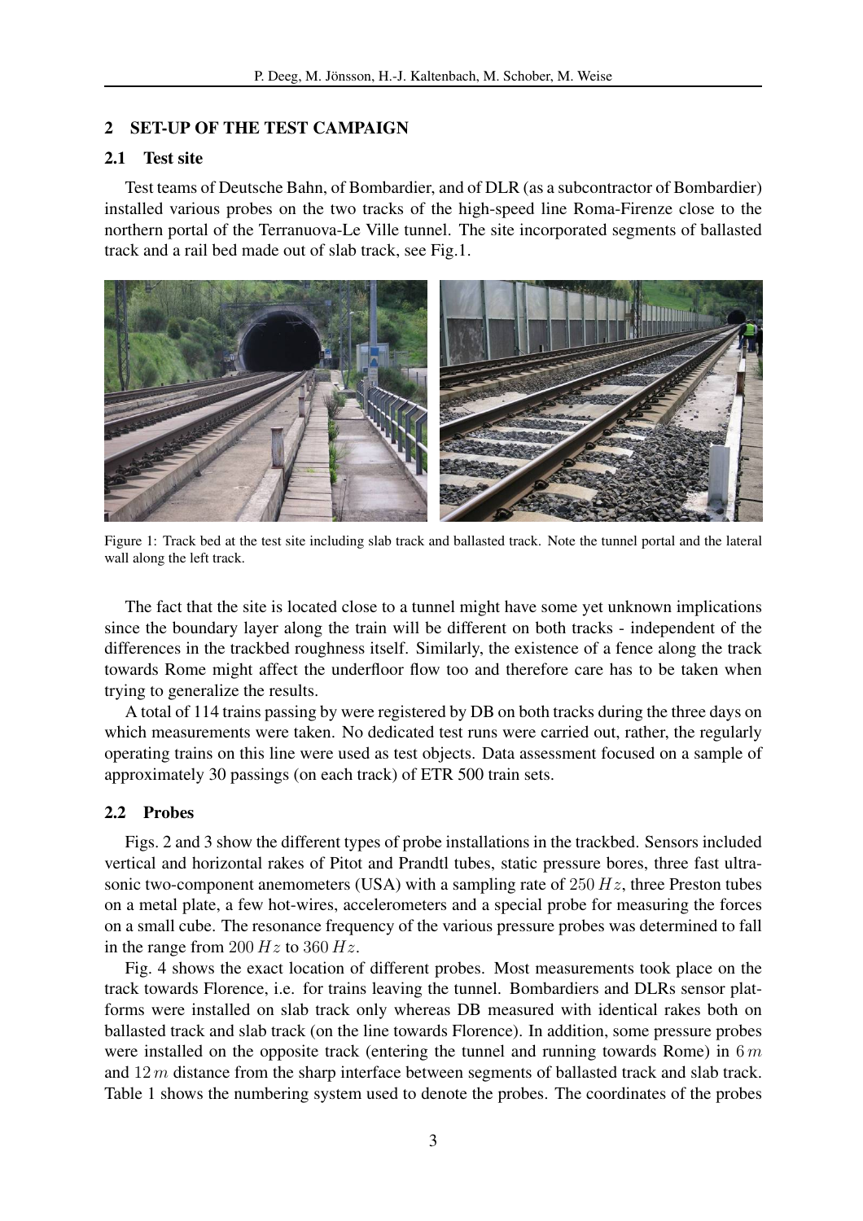## 2 SET-UP OF THE TEST CAMPAIGN

### 2.1 Test site

Test teams of Deutsche Bahn, of Bombardier, and of DLR (as a subcontractor of Bombardier) installed various probes on the two tracks of the high-speed line Roma-Firenze close to the northern portal of the Terranuova-Le Ville tunnel. The site incorporated segments of ballasted track and a rail bed made out of slab track, see Fig.1.

Figure 1: Track bed at the test site including slab track and ballasted track. Note the tunnel portal and the lateral wall along the left track.

The fact that the site is located close to a tunnel might have some yet unknown implications since the boundary layer along the train will be different on both tracks - independent of the differences in the trackbed roughness itself. Similarly, the existence of a fence along the track towards Rome might affect the underfloor flow too and therefore care has to be taken when trying to generalize the results.

A total of 114 trains passing by were registered by DB on both tracks during the three days on which measurements were taken. No dedicated test runs were carried out, rather, the regularly operating trains on this line were used as test objects. Data assessment focused on a sample of approximately 30 passings (on each track) of ETR 500 train sets.

### 2.2 Probes

Figs. 2 and 3 show the different types of probe installations in the trackbed. Sensors included vertical and horizontal rakes of Pitot and Prandtl tubes, static pressure bores, three fast ultrasonic two-component anemometers (USA) with a sampling rate of $250\,Hz$, three Preston tubes on a metal plate, a few hot-wires, accelerometers and a special probe for measuring the forces on a small cube. The resonance frequency of the various pressure probes was determined to fall in the range from $200\,Hz$ to $360\,Hz$.

Fig. 4 shows the exact location of different probes. Most measurements took place on the track towards Florence, i.e. for trains leaving the tunnel. Bombardiers and DLRs sensor platforms were installed on slab track only whereas DB measured with identical rakes both on ballasted track and slab track (on the line towards Florence). In addition, some pressure probes were installed on the opposite track (entering the tunnel and running towards Rome) in $6\,m$ and $12\,m$ distance from the sharp interface between segments of ballasted track and slab track. Table 1 shows the numbering system used to denote the probes. The coordinates of the probes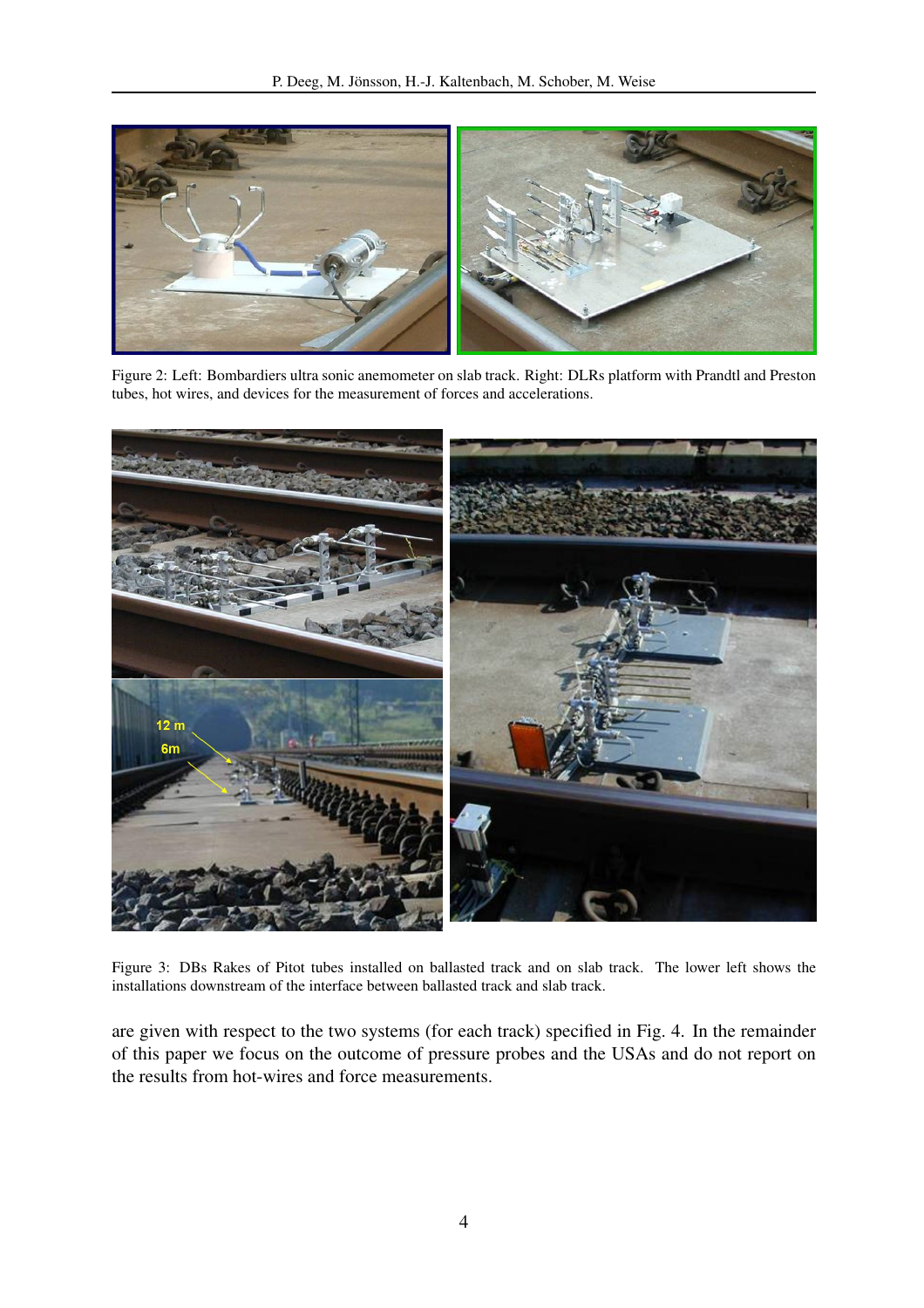Figure 2: Left: Bombardiers ultra sonic anemometer on slab track. Right: DLRs platform with Prandtl and Preston tubes, hot wires, and devices for the measurement of forces and accelerations.

Figure 3: DBs Rakes of Pitot tubes installed on ballasted track and on slab track. The lower left shows the installations downstream of the interface between ballasted track and slab track.

are given with respect to the two systems (for each track) specified in Fig. 4. In the remainder of this paper we focus on the outcome of pressure probes and the USAs and do not report on the results from hot-wires and force measurements.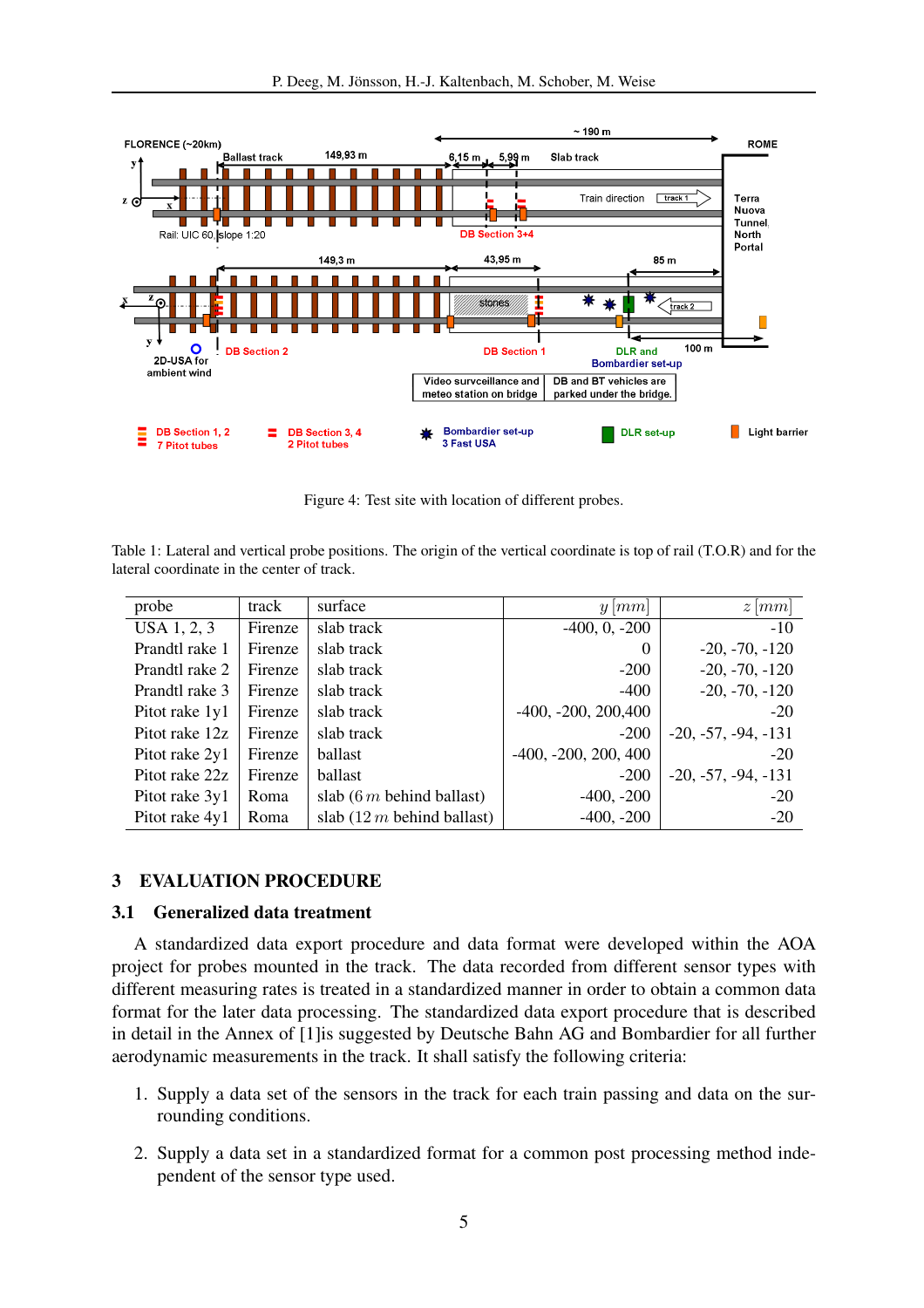Figure 4: Test site with location of different probes.

Table 1: Lateral and vertical probe positions. The origin of the vertical coordinate is top of rail (T.O.R) and for the lateral coordinate in the center of track.

| probe | track | surface | $y$ $[mm]$ | $z$ $[mm]$ |
|---|---|---|---|---|
| USA 1, 2, 3 | Firenze | slab track | -400, 0, -200 | -10 |
| Prandtl rake 1 | Firenze | slab track | 0 | -20, -70, -120 |
| Prandtl rake 2 | Firenze | slab track | -200 | -20, -70, -120 |
| Prandtl rake 3 | Firenze | slab track | -400 | -20, -70, -120 |
| Pitot rake 1y1 | Firenze | slab track | -400, -200, 200,400 | -20 |
| Pitot rake 12z | Firenze | slab track | -200 | -20, -57, -94, -131 |
| Pitot rake 2y1 | Firenze | ballast | -400, -200, 200, 400 | -20 |
| Pitot rake 22z | Firenze | ballast | -200 | -20, -57, -94, -131 |
| Pitot rake 3y1 | Roma | slab (6 $m$ behind ballast) | -400, -200 | -20 |
| Pitot rake 4y1 | Roma | slab (12 $m$ behind ballast) | -400, -200 | -20 |

## 3 EVALUATION PROCEDURE

### 3.1 Generalized data treatment

A standardized data export procedure and data format were developed within the AOA project for probes mounted in the track. The data recorded from different sensor types with different measuring rates is treated in a standardized manner in order to obtain a common data format for the later data processing. The standardized data export procedure that is described in detail in the Annex of [1]is suggested by Deutsche Bahn AG and Bombardier for all further aerodynamic measurements in the track. It shall satisfy the following criteria:

1. Supply a data set of the sensors in the track for each train passing and data on the surrounding conditions.
2. Supply a data set in a standardized format for a common post processing method independent of the sensor type used.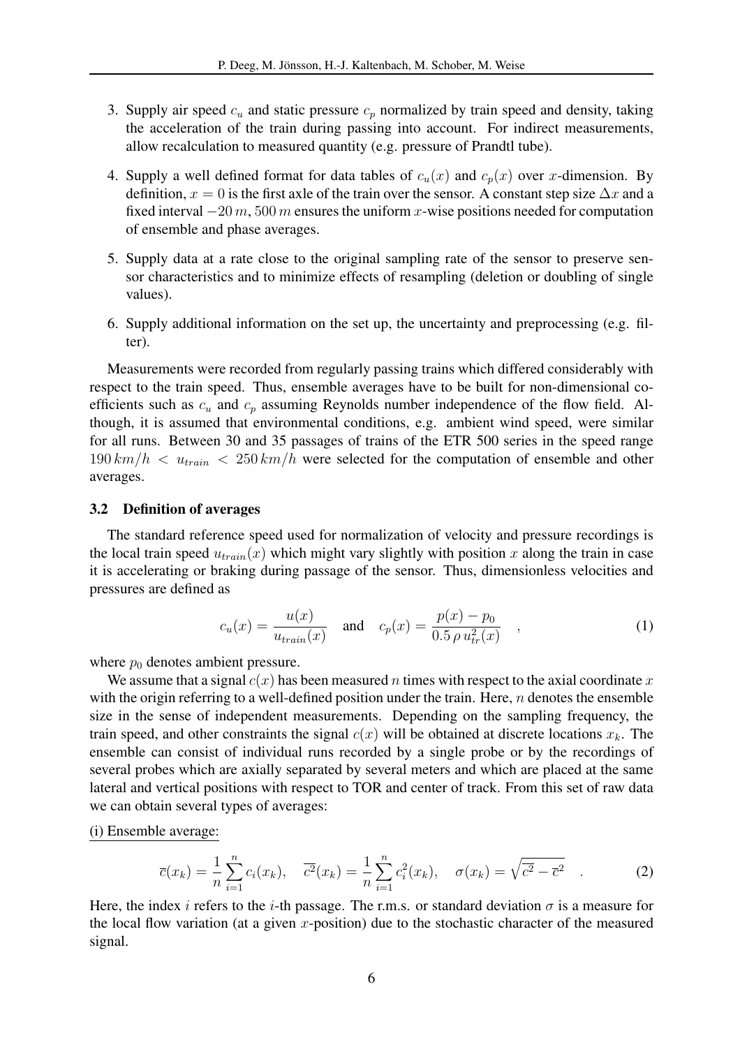3. Supply air speed $c_u$ and static pressure $c_p$ normalized by train speed and density, taking the acceleration of the train during passing into account. For indirect measurements, allow recalculation to measured quantity (e.g. pressure of Prandtl tube).
4. Supply a well defined format for data tables of $c_u(x)$ and $c_p(x)$ over $x$-dimension. By definition, $x = 0$ is the first axle of the train over the sensor. A constant step size $\Delta x$ and a fixed interval $-20\,m, 500\,m$ ensures the uniform $x$-wise positions needed for computation of ensemble and phase averages.
5. Supply data at a rate close to the original sampling rate of the sensor to preserve sensor characteristics and to minimize effects of resampling (deletion or doubling of single values).
6. Supply additional information on the set up, the uncertainty and preprocessing (e.g. filter).

Measurements were recorded from regularly passing trains which differed considerably with respect to the train speed. Thus, ensemble averages have to be built for non-dimensional coefficients such as $c_u$ and $c_p$ assuming Reynolds number independence of the flow field. Although, it is assumed that environmental conditions, e.g. ambient wind speed, were similar for all runs. Between 30 and 35 passages of trains of the ETR 500 series in the speed range $190\,km/h < u_{train} < 250\,km/h$ were selected for the computation of ensemble and other averages.

### 3.2 Definition of averages

The standard reference speed used for normalization of velocity and pressure recordings is the local train speed $u_{train}(x)$ which might vary slightly with position $x$ along the train in case it is accelerating or braking during passage of the sensor. Thus, dimensionless velocities and pressures are defined as

$$c_u(x) = \frac{u(x)}{u_{train}(x)} \quad \text{and} \quad c_p(x) = \frac{p(x) - p_0}{0.5\,\rho\,u_{tr}^2(x)} \quad , \tag{1}$$

where $p_0$ denotes ambient pressure.

We assume that a signal $c(x)$ has been measured $n$ times with respect to the axial coordinate $x$ with the origin referring to a well-defined position under the train. Here, $n$ denotes the ensemble size in the sense of independent measurements. Depending on the sampling frequency, the train speed, and other constraints the signal $c(x)$ will be obtained at discrete locations $x_k$. The ensemble can consist of individual runs recorded by a single probe or by the recordings of several probes which are axially separated by several meters and which are placed at the same lateral and vertical positions with respect to TOR and center of track. From this set of raw data we can obtain several types of averages:

(i) Ensemble average:

$$\overline{c}(x_k) = \frac{1}{n}\sum_{i=1}^{n} c_i(x_k), \quad \overline{c^2}(x_k) = \frac{1}{n}\sum_{i=1}^{n} c_i^2(x_k), \quad \sigma(x_k) = \sqrt{\overline{c^2} - \overline{c}^2} \quad . \tag{2}$$

Here, the index $i$ refers to the $i$-th passage. The r.m.s. or standard deviation $\sigma$ is a measure for the local flow variation (at a given $x$-position) due to the stochastic character of the measured signal.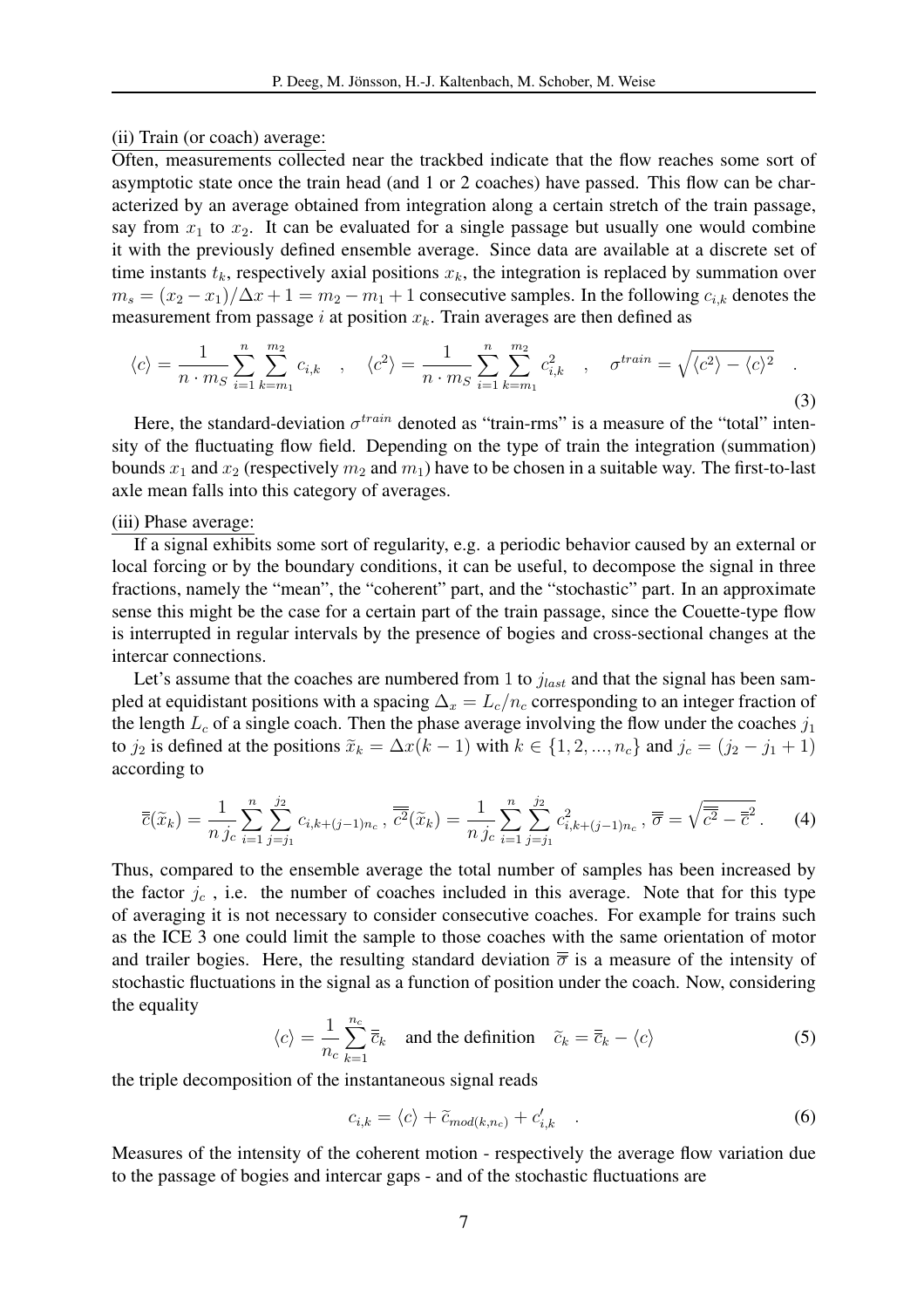(ii) Train (or coach) average:

Often, measurements collected near the trackbed indicate that the flow reaches some sort of asymptotic state once the train head (and 1 or 2 coaches) have passed. This flow can be characterized by an average obtained from integration along a certain stretch of the train passage, say from $x_1$ to $x_2$. It can be evaluated for a single passage but usually one would combine it with the previously defined ensemble average. Since data are available at a discrete set of time instants $t_k$, respectively axial positions $x_k$, the integration is replaced by summation over $m_s = (x_2 - x_1)/\Delta x + 1 = m_2 - m_1 + 1$ consecutive samples. In the following $c_{i,k}$ denotes the measurement from passage $i$ at position $x_k$. Train averages are then defined as

$$\langle c \rangle = \frac{1}{n \cdot m_S} \sum_{i=1}^{n} \sum_{k=m_1}^{m_2} c_{i,k} \quad , \quad \langle c^2 \rangle = \frac{1}{n \cdot m_S} \sum_{i=1}^{n} \sum_{k=m_1}^{m_2} c_{i,k}^2 \quad , \quad \sigma^{train} = \sqrt{\langle c^2 \rangle - \langle c \rangle^2} \quad . \tag{3}$$

Here, the standard-deviation $\sigma^{train}$ denoted as "train-rms" is a measure of the "total" intensity of the fluctuating flow field. Depending on the type of train the integration (summation) bounds $x_1$ and $x_2$ (respectively $m_2$ and $m_1$) have to be chosen in a suitable way. The first-to-last axle mean falls into this category of averages.

(iii) Phase average:

If a signal exhibits some sort of regularity, e.g. a periodic behavior caused by an external or local forcing or by the boundary conditions, it can be useful, to decompose the signal in three fractions, namely the "mean", the "coherent" part, and the "stochastic" part. In an approximate sense this might be the case for a certain part of the train passage, since the Couette-type flow is interrupted in regular intervals by the presence of bogies and cross-sectional changes at the intercar connections.

Let's assume that the coaches are numbered from 1 to $j_{last}$ and that the signal has been sampled at equidistant positions with a spacing $\Delta_x = L_c/n_c$ corresponding to an integer fraction of the length $L_c$ of a single coach. Then the phase average involving the flow under the coaches $j_1$ to $j_2$ is defined at the positions $\widetilde{x}_k = \Delta x(k-1)$ with $k \in \{1, 2, ..., n_c\}$ and $j_c = (j_2 - j_1 + 1)$ according to

$$\overline{\overline{c}}(\widetilde{x}_k) = \frac{1}{n\, j_c} \sum_{i=1}^{n} \sum_{j=j_1}^{j_2} c_{i,k+(j-1)n_c} \, , \; \overline{\overline{c^2}}(\widetilde{x}_k) = \frac{1}{n\, j_c} \sum_{i=1}^{n} \sum_{j=j_1}^{j_2} c_{i,k+(j-1)n_c}^2 \, , \; \overline{\overline{\sigma}} = \sqrt{\overline{\overline{c^2}} - \overline{\overline{c}}^2} \, . \tag{4}$$

Thus, compared to the ensemble average the total number of samples has been increased by the factor $j_c$ , i.e. the number of coaches included in this average. Note that for this type of averaging it is not necessary to consider consecutive coaches. For example for trains such as the ICE 3 one could limit the sample to those coaches with the same orientation of motor and trailer bogies. Here, the resulting standard deviation $\overline{\overline{\sigma}}$ is a measure of the intensity of stochastic fluctuations in the signal as a function of position under the coach. Now, considering the equality

$$\langle c \rangle = \frac{1}{n_c} \sum_{k=1}^{n_c} \overline{\overline{c}}_k \quad \text{and the definition} \quad \widetilde{c}_k = \overline{\overline{c}}_k - \langle c \rangle \tag{5}$$

the triple decomposition of the instantaneous signal reads

$$c_{i,k} = \langle c \rangle + \widetilde{c}_{mod(k,n_c)} + c'_{i,k} \quad . \tag{6}$$

Measures of the intensity of the coherent motion - respectively the average flow variation due to the passage of bogies and intercar gaps - and of the stochastic fluctuations are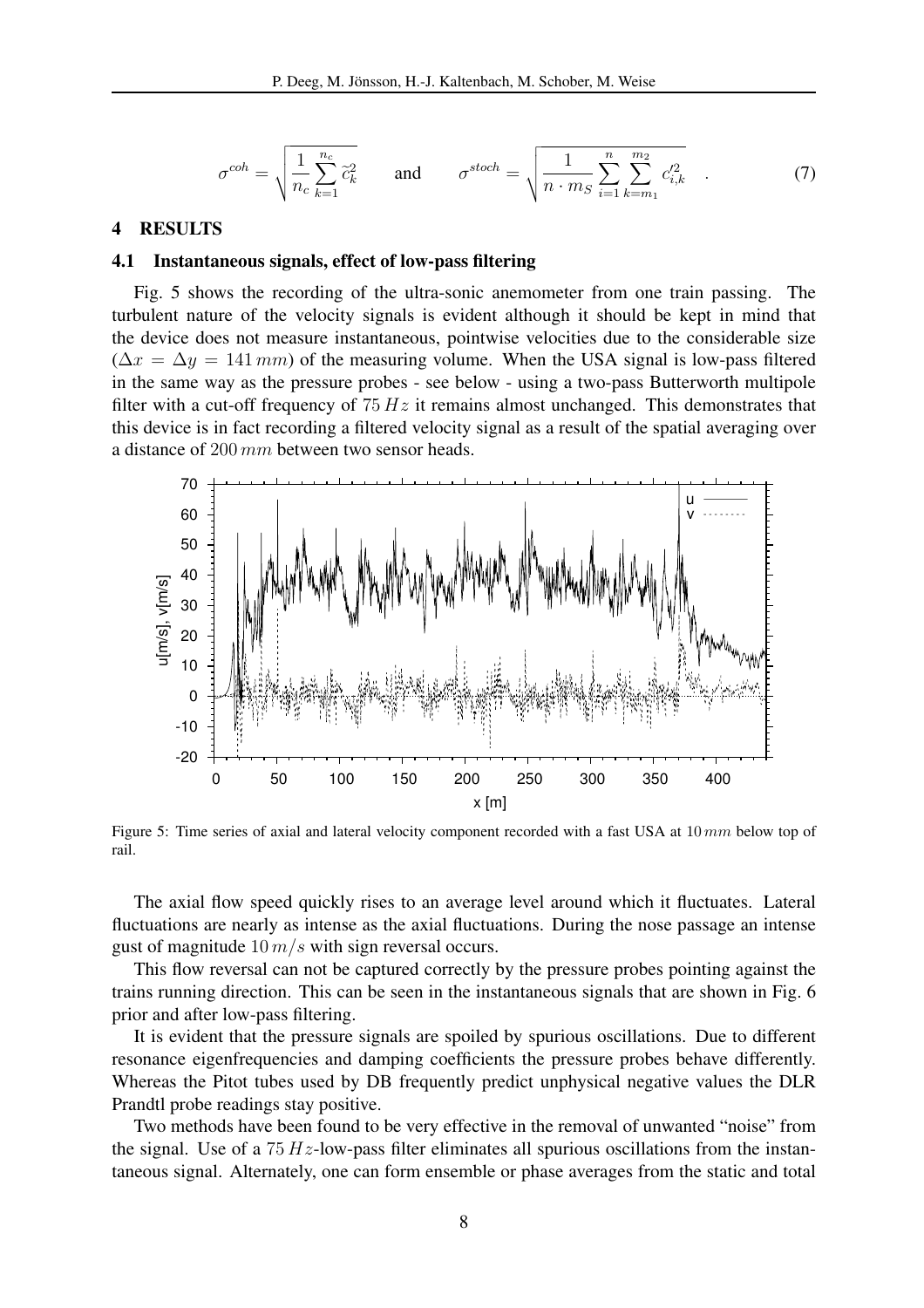$$\sigma^{coh} = \sqrt{\frac{1}{n_c}\sum_{k=1}^{n_c} \tilde{c}_k^2} \qquad \text{and} \qquad \sigma^{stoch} = \sqrt{\frac{1}{n \cdot m_S}\sum_{i=1}^{n}\sum_{k=m_1}^{m_2} c_{i,k}'^2} \quad . \tag{7}$$

## 4 RESULTS

### 4.1 Instantaneous signals, effect of low-pass filtering

Fig. 5 shows the recording of the ultra-sonic anemometer from one train passing. The turbulent nature of the velocity signals is evident although it should be kept in mind that the device does not measure instantaneous, pointwise velocities due to the considerable size ($\Delta x = \Delta y = 141\,mm$) of the measuring volume. When the USA signal is low-pass filtered in the same way as the pressure probes - see below - using a two-pass Butterworth multipole filter with a cut-off frequency of $75\,Hz$ it remains almost unchanged. This demonstrates that this device is in fact recording a filtered velocity signal as a result of the spatial averaging over a distance of $200\,mm$ between two sensor heads.

Figure 5: Time series of axial and lateral velocity component recorded with a fast USA at $10\,mm$ below top of rail.

The axial flow speed quickly rises to an average level around which it fluctuates. Lateral fluctuations are nearly as intense as the axial fluctuations. During the nose passage an intense gust of magnitude $10\,m/s$ with sign reversal occurs.

This flow reversal can not be captured correctly by the pressure probes pointing against the trains running direction. This can be seen in the instantaneous signals that are shown in Fig. 6 prior and after low-pass filtering.

It is evident that the pressure signals are spoiled by spurious oscillations. Due to different resonance eigenfrequencies and damping coefficients the pressure probes behave differently. Whereas the Pitot tubes used by DB frequently predict unphysical negative values the DLR Prandtl probe readings stay positive.

Two methods have been found to be very effective in the removal of unwanted "noise" from the signal. Use of a $75\,Hz$-low-pass filter eliminates all spurious oscillations from the instantaneous signal. Alternately, one can form ensemble or phase averages from the static and total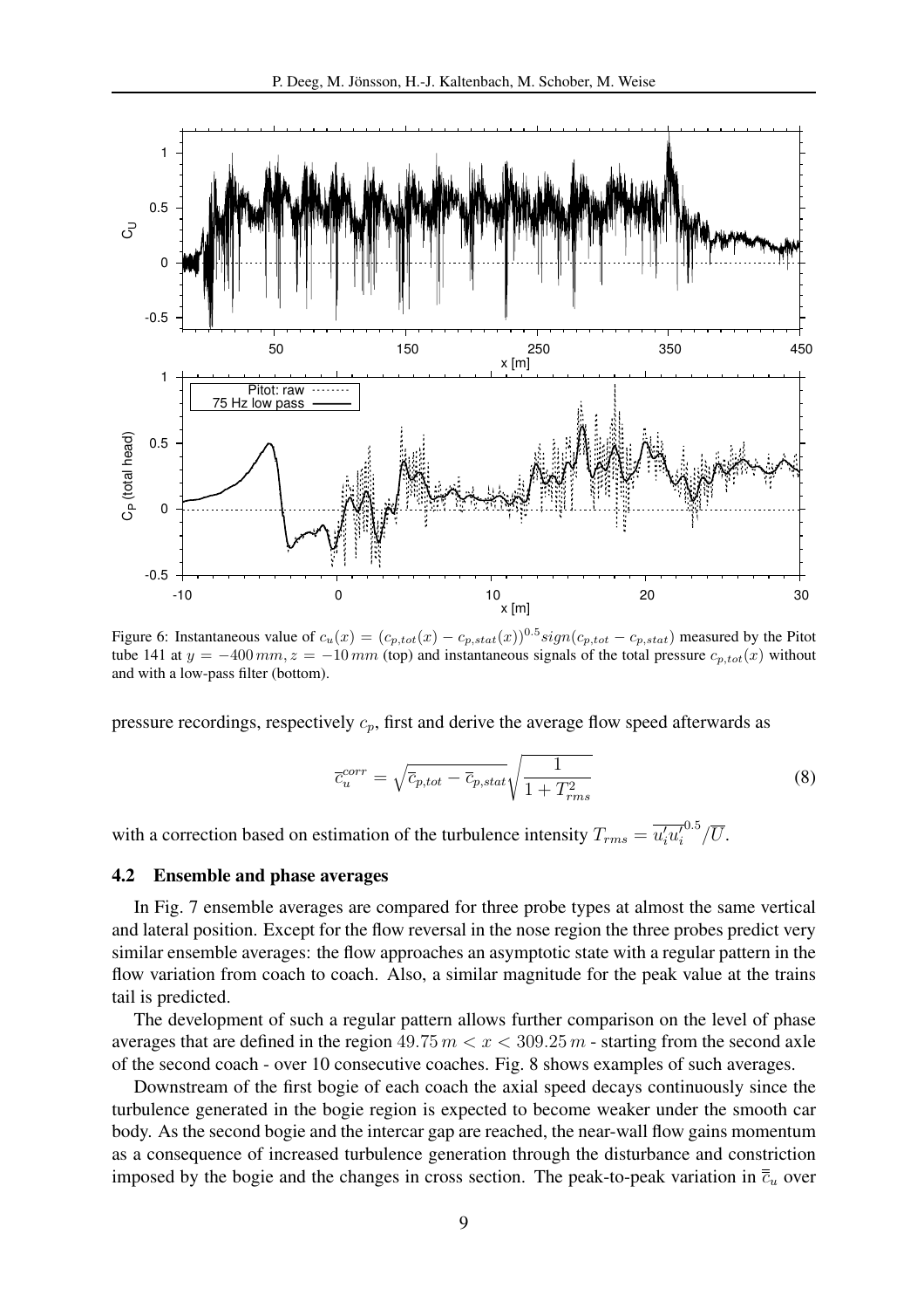Figure 6: Instantaneous value of $c_u(x) = (c_{p,tot}(x) - c_{p,stat}(x))^{0.5} sign(c_{p,tot} - c_{p,stat})$ measured by the Pitot tube 141 at $y = -400\,mm, z = -10\,mm$ (top) and instantaneous signals of the total pressure $c_{p,tot}(x)$ without and with a low-pass filter (bottom).

pressure recordings, respectively $c_p$, first and derive the average flow speed afterwards as

$$\overline{c}_u^{corr} = \sqrt{\overline{c}_{p,tot} - \overline{c}_{p,stat}} \sqrt{\frac{1}{1 + T_{rms}^2}} \tag{8}$$

with a correction based on estimation of the turbulence intensity $T_{rms} = \overline{u_i' u_i'}^{0.5} / \overline{U}$.

### 4.2 Ensemble and phase averages

In Fig. 7 ensemble averages are compared for three probe types at almost the same vertical and lateral position. Except for the flow reversal in the nose region the three probes predict very similar ensemble averages: the flow approaches an asymptotic state with a regular pattern in the flow variation from coach to coach. Also, a similar magnitude for the peak value at the trains tail is predicted.

The development of such a regular pattern allows further comparison on the level of phase averages that are defined in the region $49.75\,m < x < 309.25\,m$ - starting from the second axle of the second coach - over 10 consecutive coaches. Fig. 8 shows examples of such averages.

Downstream of the first bogie of each coach the axial speed decays continuously since the turbulence generated in the bogie region is expected to become weaker under the smooth car body. As the second bogie and the intercar gap are reached, the near-wall flow gains momentum as a consequence of increased turbulence generation through the disturbance and constriction imposed by the bogie and the changes in cross section. The peak-to-peak variation in $\overline{\overline{c}}_u$ over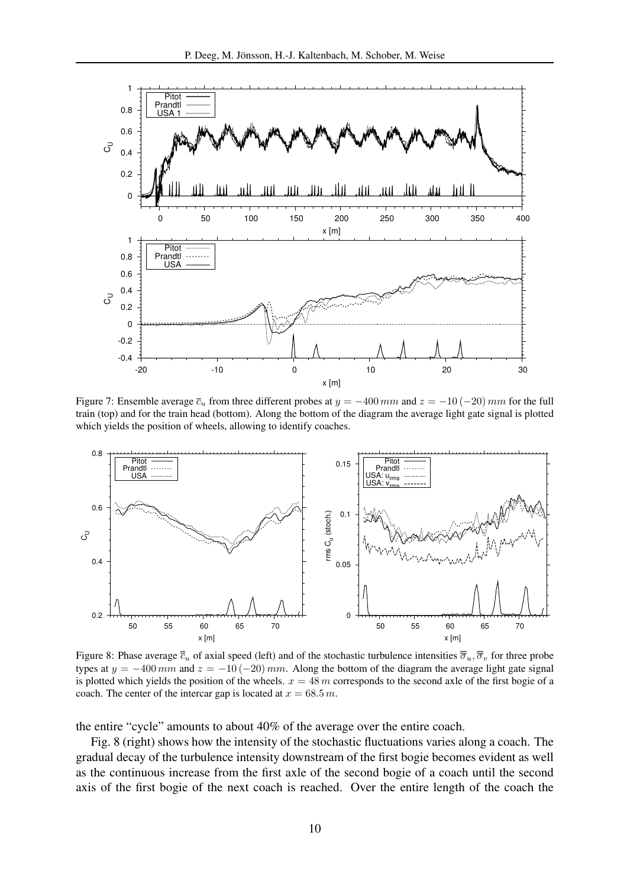Figure 7: Ensemble average $\overline{c}_u$ from three different probes at $y = -400\,mm$ and $z = -10\,(-20)\,mm$ for the full train (top) and for the train head (bottom). Along the bottom of the diagram the average light gate signal is plotted which yields the position of wheels, allowing to identify coaches.

Figure 8: Phase average $\overline{\overline{c}}_u$ of axial speed (left) and of the stochastic turbulence intensities $\overline{\overline{\sigma}}_u, \overline{\overline{\sigma}}_v$ for three probe types at $y = -400\,mm$ and $z = -10\,(-20)\,mm$. Along the bottom of the diagram the average light gate signal is plotted which yields the position of the wheels. $x = 48\,m$ corresponds to the second axle of the first bogie of a coach. The center of the intercar gap is located at $x = 68.5\,m$.

the entire "cycle" amounts to about 40% of the average over the entire coach.

Fig. 8 (right) shows how the intensity of the stochastic fluctuations varies along a coach. The gradual decay of the turbulence intensity downstream of the first bogie becomes evident as well as the continuous increase from the first axle of the second bogie of a coach until the second axis of the first bogie of the next coach is reached. Over the entire length of the coach the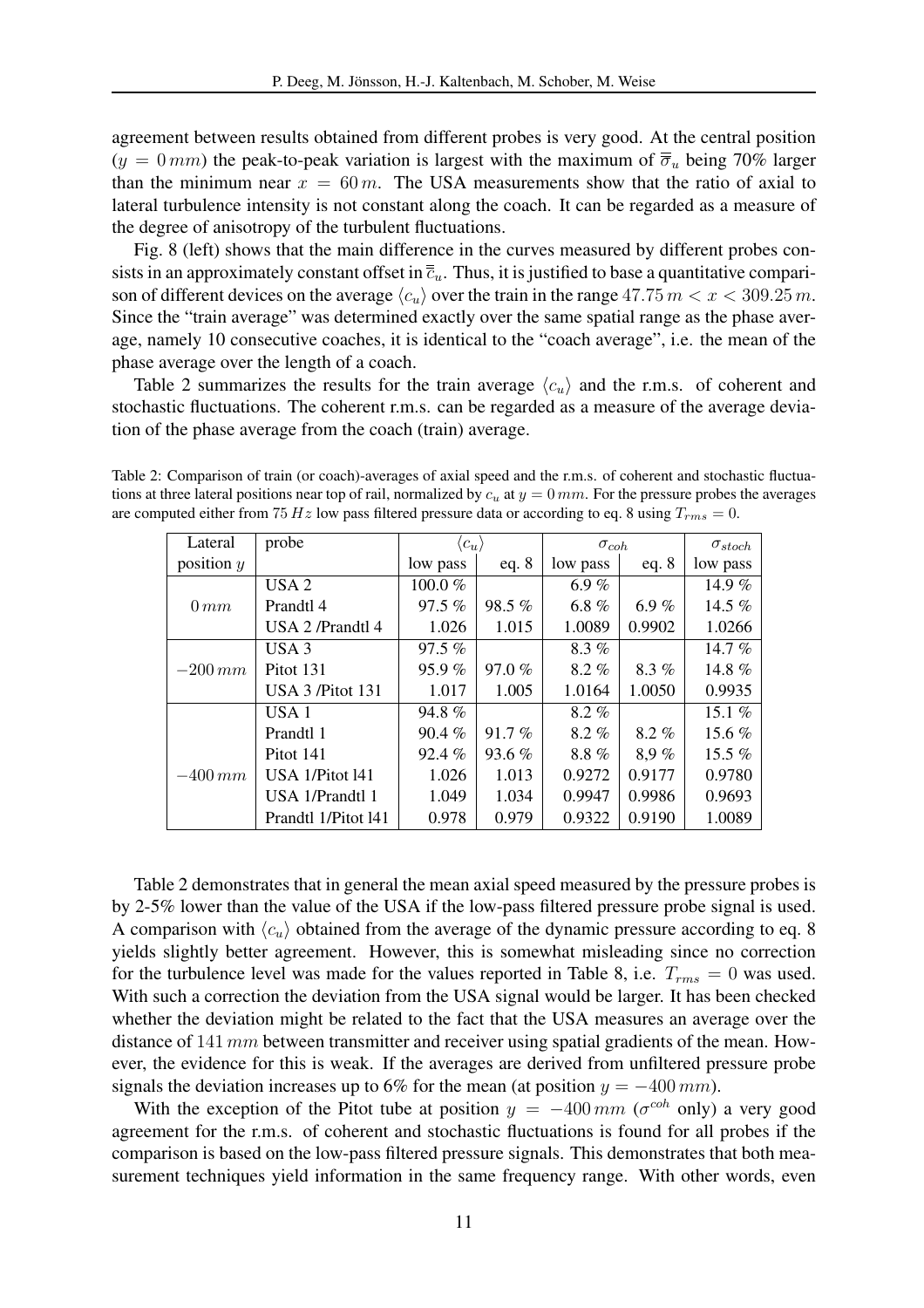agreement between results obtained from different probes is very good. At the central position ($y = 0\,mm$) the peak-to-peak variation is largest with the maximum of $\overline{\overline{\sigma}}_u$ being 70% larger than the minimum near $x = 60\,m$. The USA measurements show that the ratio of axial to lateral turbulence intensity is not constant along the coach. It can be regarded as a measure of the degree of anisotropy of the turbulent fluctuations.

Fig. 8 (left) shows that the main difference in the curves measured by different probes consists in an approximately constant offset in $\overline{\overline{c}}_u$. Thus, it is justified to base a quantitative comparison of different devices on the average $\langle c_u \rangle$ over the train in the range $47.75\,m < x < 309.25\,m$. Since the "train average" was determined exactly over the same spatial range as the phase average, namely 10 consecutive coaches, it is identical to the "coach average", i.e. the mean of the phase average over the length of a coach.

Table 2 summarizes the results for the train average $\langle c_u \rangle$ and the r.m.s. of coherent and stochastic fluctuations. The coherent r.m.s. can be regarded as a measure of the average deviation of the phase average from the coach (train) average.

Table 2: Comparison of train (or coach)-averages of axial speed and the r.m.s. of coherent and stochastic fluctuations at three lateral positions near top of rail, normalized by $c_u$ at $y = 0\,mm$. For the pressure probes the averages are computed either from $75\,Hz$ low pass filtered pressure data or according to eq. 8 using $T_{rms} = 0$.

| Lateral | probe | $\langle c_u \rangle$ | | $\sigma_{coh}$ | | $\sigma_{stoch}$ |
|---|---|---|---|---|---|---|
| position $y$ | | low pass | eq. 8 | low pass | eq. 8 | low pass |
| $0\,mm$ | USA 2 | 100.0 % | | 6.9 % | | 14.9 % |
| | Prandtl 4 | 97.5 % | 98.5 % | 6.8 % | 6.9 % | 14.5 % |
| | USA 2 /Prandtl 4 | 1.026 | 1.015 | 1.0089 | 0.9902 | 1.0266 |
| $-200\,mm$ | USA 3 | 97.5 % | | 8.3 % | | 14.7 % |
| | Pitot 131 | 95.9 % | 97.0 % | 8.2 % | 8.3 % | 14.8 % |
| | USA 3 /Pitot 131 | 1.017 | 1.005 | 1.0164 | 1.0050 | 0.9935 |
| $-400\,mm$ | USA 1 | 94.8 % | | 8.2 % | | 15.1 % |
| | Prandtl 1 | 90.4 % | 91.7 % | 8.2 % | 8.2 % | 15.6 % |
| | Pitot 141 | 92.4 % | 93.6 % | 8.8 % | 8,9 % | 15.5 % |
| | USA 1/Pitot l41 | 1.026 | 1.013 | 0.9272 | 0.9177 | 0.9780 |
| | USA 1/Prandtl 1 | 1.049 | 1.034 | 0.9947 | 0.9986 | 0.9693 |
| | Prandtl 1/Pitot l41 | 0.978 | 0.979 | 0.9322 | 0.9190 | 1.0089 |

Table 2 demonstrates that in general the mean axial speed measured by the pressure probes is by 2-5% lower than the value of the USA if the low-pass filtered pressure probe signal is used. A comparison with $\langle c_u \rangle$ obtained from the average of the dynamic pressure according to eq. 8 yields slightly better agreement. However, this is somewhat misleading since no correction for the turbulence level was made for the values reported in Table 8, i.e. $T_{rms} = 0$ was used. With such a correction the deviation from the USA signal would be larger. It has been checked whether the deviation might be related to the fact that the USA measures an average over the distance of $141\,mm$ between transmitter and receiver using spatial gradients of the mean. However, the evidence for this is weak. If the averages are derived from unfiltered pressure probe signals the deviation increases up to 6% for the mean (at position $y = -400\,mm$).

With the exception of the Pitot tube at position $y = -400\,mm$ ($\sigma^{coh}$ only) a very good agreement for the r.m.s. of coherent and stochastic fluctuations is found for all probes if the comparison is based on the low-pass filtered pressure signals. This demonstrates that both measurement techniques yield information in the same frequency range. With other words, even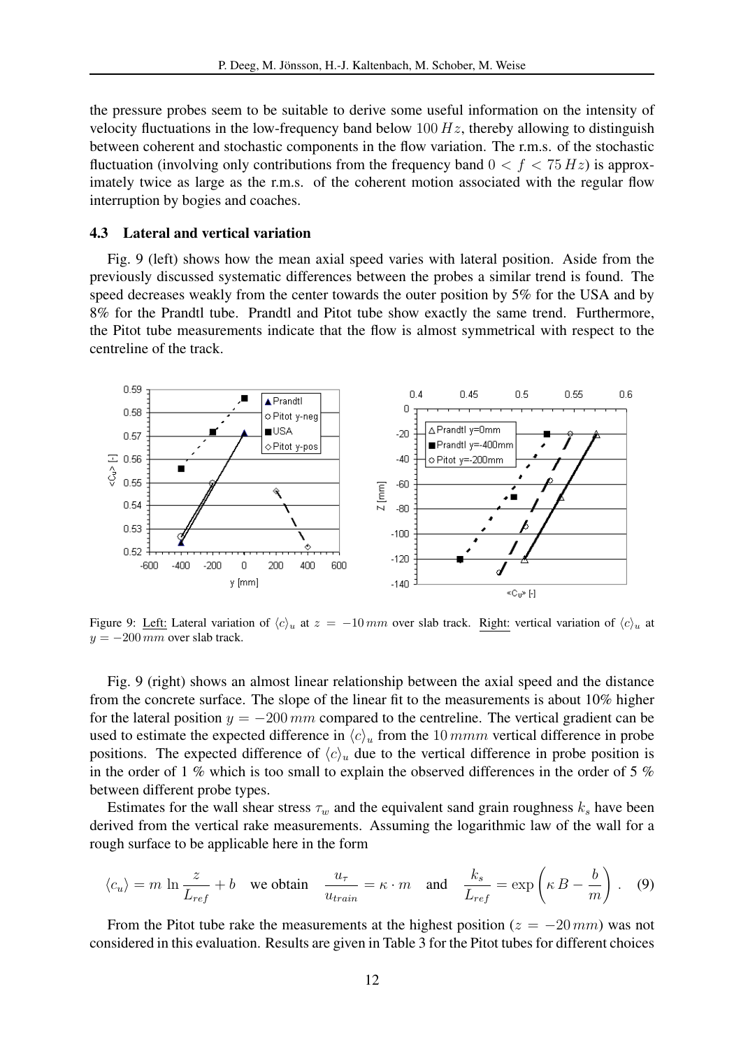the pressure probes seem to be suitable to derive some useful information on the intensity of velocity fluctuations in the low-frequency band below $100\,Hz$, thereby allowing to distinguish between coherent and stochastic components in the flow variation. The r.m.s. of the stochastic fluctuation (involving only contributions from the frequency band $0 < f < 75\,Hz$) is approximately twice as large as the r.m.s. of the coherent motion associated with the regular flow interruption by bogies and coaches.

### 4.3 Lateral and vertical variation

Fig. 9 (left) shows how the mean axial speed varies with lateral position. Aside from the previously discussed systematic differences between the probes a similar trend is found. The speed decreases weakly from the center towards the outer position by 5% for the USA and by 8% for the Prandtl tube. Prandtl and Pitot tube show exactly the same trend. Furthermore, the Pitot tube measurements indicate that the flow is almost symmetrical with respect to the centreline of the track.

Figure 9: Left: Lateral variation of $\langle c \rangle_u$ at $z = -10\,mm$ over slab track. Right: vertical variation of $\langle c \rangle_u$ at $y = -200\,mm$ over slab track.

Fig. 9 (right) shows an almost linear relationship between the axial speed and the distance from the concrete surface. The slope of the linear fit to the measurements is about 10% higher for the lateral position $y = -200\,mm$ compared to the centreline. The vertical gradient can be used to estimate the expected difference in $\langle c \rangle_u$ from the $10\,mmm$ vertical difference in probe positions. The expected difference of $\langle c \rangle_u$ due to the vertical difference in probe position is in the order of 1 % which is too small to explain the observed differences in the order of 5 % between different probe types.

Estimates for the wall shear stress $\tau_w$ and the equivalent sand grain roughness $k_s$ have been derived from the vertical rake measurements. Assuming the logarithmic law of the wall for a rough surface to be applicable here in the form

$$\langle c_u \rangle = m \ln \frac{z}{L_{ref}} + b \quad \text{we obtain} \quad \frac{u_\tau}{u_{train}} = \kappa \cdot m \quad \text{and} \quad \frac{k_s}{L_{ref}} = \exp\left(\kappa\, B - \frac{b}{m}\right) . \quad (9)$$

From the Pitot tube rake the measurements at the highest position ($z = -20\,mm$) was not considered in this evaluation. Results are given in Table 3 for the Pitot tubes for different choices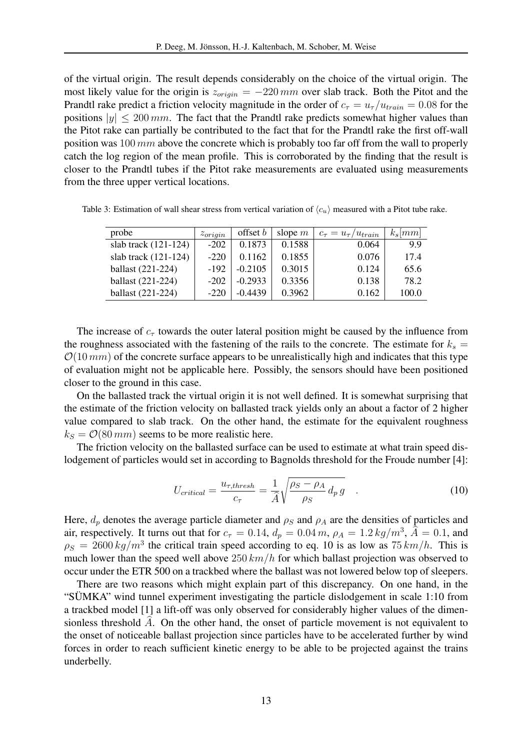of the virtual origin. The result depends considerably on the choice of the virtual origin. The most likely value for the origin is $z_{origin} = -220\,mm$ over slab track. Both the Pitot and the Prandtl rake predict a friction velocity magnitude in the order of $c_\tau = u_\tau/u_{train} = 0.08$ for the positions $|y| \leq 200\,mm$. The fact that the Prandtl rake predicts somewhat higher values than the Pitot rake can partially be contributed to the fact that for the Prandtl rake the first off-wall position was $100\,mm$ above the concrete which is probably too far off from the wall to properly catch the log region of the mean profile. This is corroborated by the finding that the result is closer to the Prandtl tubes if the Pitot rake measurements are evaluated using measurements from the three upper vertical locations.

Table 3: Estimation of wall shear stress from vertical variation of $\langle c_u \rangle$ measured with a Pitot tube rake.

| probe | $z_{origin}$ | offset $b$ | slope $m$ | $c_\tau = u_\tau/u_{train}$ | $k_s[mm]$ |
|---|---|---|---|---|---|
| slab track (121-124) | -202 | 0.1873 | 0.1588 | 0.064 | 9.9 |
| slab track (121-124) | -220 | 0.1162 | 0.1855 | 0.076 | 17.4 |
| ballast (221-224) | -192 | -0.2105 | 0.3015 | 0.124 | 65.6 |
| ballast (221-224) | -202 | -0.2933 | 0.3356 | 0.138 | 78.2 |
| ballast (221-224) | -220 | -0.4439 | 0.3962 | 0.162 | 100.0 |

The increase of $c_\tau$ towards the outer lateral position might be caused by the influence from the roughness associated with the fastening of the rails to the concrete. The estimate for $k_s = \mathcal{O}(10\,mm)$ of the concrete surface appears to be unrealistically high and indicates that this type of evaluation might not be applicable here. Possibly, the sensors should have been positioned closer to the ground in this case.

On the ballasted track the virtual origin it is not well defined. It is somewhat surprising that the estimate of the friction velocity on ballasted track yields only an about a factor of 2 higher value compared to slab track. On the other hand, the estimate for the equivalent roughness $k_S = \mathcal{O}(80\,mm)$ seems to be more realistic here.

The friction velocity on the ballasted surface can be used to estimate at what train speed dislodgement of particles would set in according to Bagnolds threshold for the Froude number [4]:

$$U_{critical} = \frac{u_{\tau,thresh}}{c_\tau} = \frac{1}{\widehat{A}}\sqrt{\frac{\rho_S - \rho_A}{\rho_S}\,d_p\,g} \quad . \tag{10}$$

Here, $d_p$ denotes the average particle diameter and $\rho_S$ and $\rho_A$ are the densities of particles and air, respectively. It turns out that for $c_\tau = 0.14$, $d_p = 0.04\,m$, $\rho_A = 1.2\,kg/m^3$, $\widehat{A} = 0.1$, and $\rho_S = 2600\,kg/m^3$ the critical train speed according to eq. 10 is as low as $75\,km/h$. This is much lower than the speed well above $250\,km/h$ for which ballast projection was observed to occur under the ETR 500 on a trackbed where the ballast was not lowered below top of sleepers.

There are two reasons which might explain part of this discrepancy. On one hand, in the "SÜMKA" wind tunnel experiment investigating the particle dislodgement in scale 1:10 from a trackbed model [1] a lift-off was only observed for considerably higher values of the dimensionless threshold $\widehat{A}$. On the other hand, the onset of particle movement is not equivalent to the onset of noticeable ballast projection since particles have to be accelerated further by wind forces in order to reach sufficient kinetic energy to be able to be projected against the trains underbelly.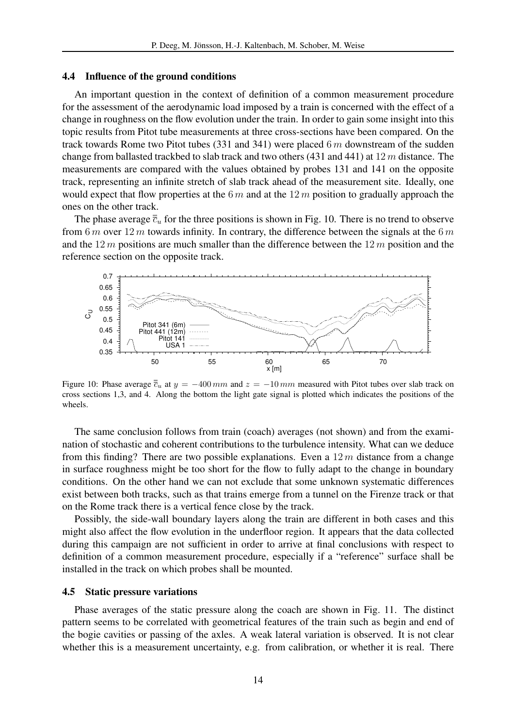### 4.4 Influence of the ground conditions

An important question in the context of definition of a common measurement procedure for the assessment of the aerodynamic load imposed by a train is concerned with the effect of a change in roughness on the flow evolution under the train. In order to gain some insight into this topic results from Pitot tube measurements at three cross-sections have been compared. On the track towards Rome two Pitot tubes (331 and 341) were placed $6\,m$ downstream of the sudden change from ballasted trackbed to slab track and two others (431 and 441) at $12\,m$ distance. The measurements are compared with the values obtained by probes 131 and 141 on the opposite track, representing an infinite stretch of slab track ahead of the measurement site. Ideally, one would expect that flow properties at the $6\,m$ and at the $12\,m$ position to gradually approach the ones on the other track.

The phase average $\bar{\bar{c}}_u$ for the three positions is shown in Fig. 10. There is no trend to observe from $6\,m$ over $12\,m$ towards infinity. In contrary, the difference between the signals at the $6\,m$ and the $12\,m$ positions are much smaller than the difference between the $12\,m$ position and the reference section on the opposite track.

Figure 10: Phase average $\bar{\bar{c}}_u$ at $y = -400\,mm$ and $z = -10\,mm$ measured with Pitot tubes over slab track on cross sections 1,3, and 4. Along the bottom the light gate signal is plotted which indicates the positions of the wheels.

The same conclusion follows from train (coach) averages (not shown) and from the examination of stochastic and coherent contributions to the turbulence intensity. What can we deduce from this finding? There are two possible explanations. Even a $12\,m$ distance from a change in surface roughness might be too short for the flow to fully adapt to the change in boundary conditions. On the other hand we can not exclude that some unknown systematic differences exist between both tracks, such as that trains emerge from a tunnel on the Firenze track or that on the Rome track there is a vertical fence close by the track.

Possibly, the side-wall boundary layers along the train are different in both cases and this might also affect the flow evolution in the underfloor region. It appears that the data collected during this campaign are not sufficient in order to arrive at final conclusions with respect to definition of a common measurement procedure, especially if a "reference" surface shall be installed in the track on which probes shall be mounted.

### 4.5 Static pressure variations

Phase averages of the static pressure along the coach are shown in Fig. 11. The distinct pattern seems to be correlated with geometrical features of the train such as begin and end of the bogie cavities or passing of the axles. A weak lateral variation is observed. It is not clear whether this is a measurement uncertainty, e.g. from calibration, or whether it is real. There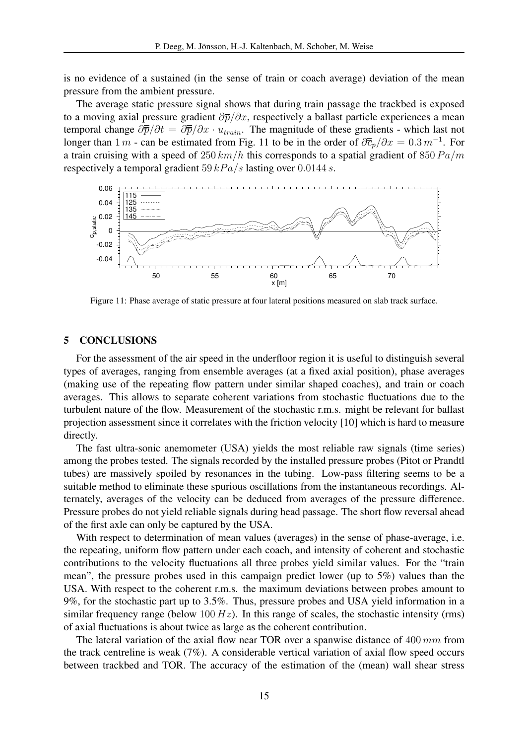is no evidence of a sustained (in the sense of train or coach average) deviation of the mean pressure from the ambient pressure.

The average static pressure signal shows that during train passage the trackbed is exposed to a moving axial pressure gradient $\partial\overline{\overline{p}}/\partial x$, respectively a ballast particle experiences a mean temporal change $\partial\overline{\overline{p}}/\partial t = \partial\overline{\overline{p}}/\partial x \cdot u_{train}$. The magnitude of these gradients - which last not longer than $1\,m$ - can be estimated from Fig. 11 to be in the order of $\partial\overline{\overline{c}}_p/\partial x = 0.3\,m^{-1}$. For a train cruising with a speed of $250\,km/h$ this corresponds to a spatial gradient of $850\,Pa/m$ respectively a temporal gradient $59\,kPa/s$ lasting over $0.0144\,s$.

Figure 11: Phase average of static pressure at four lateral positions measured on slab track surface.

## 5 CONCLUSIONS

For the assessment of the air speed in the underfloor region it is useful to distinguish several types of averages, ranging from ensemble averages (at a fixed axial position), phase averages (making use of the repeating flow pattern under similar shaped coaches), and train or coach averages. This allows to separate coherent variations from stochastic fluctuations due to the turbulent nature of the flow. Measurement of the stochastic r.m.s. might be relevant for ballast projection assessment since it correlates with the friction velocity [10] which is hard to measure directly.

The fast ultra-sonic anemometer (USA) yields the most reliable raw signals (time series) among the probes tested. The signals recorded by the installed pressure probes (Pitot or Prandtl tubes) are massively spoiled by resonances in the tubing. Low-pass filtering seems to be a suitable method to eliminate these spurious oscillations from the instantaneous recordings. Alternately, averages of the velocity can be deduced from averages of the pressure difference. Pressure probes do not yield reliable signals during head passage. The short flow reversal ahead of the first axle can only be captured by the USA.

With respect to determination of mean values (averages) in the sense of phase-average, i.e. the repeating, uniform flow pattern under each coach, and intensity of coherent and stochastic contributions to the velocity fluctuations all three probes yield similar values. For the "train mean", the pressure probes used in this campaign predict lower (up to 5%) values than the USA. With respect to the coherent r.m.s. the maximum deviations between probes amount to 9%, for the stochastic part up to 3.5%. Thus, pressure probes and USA yield information in a similar frequency range (below $100\,Hz$). In this range of scales, the stochastic intensity (rms) of axial fluctuations is about twice as large as the coherent contribution.

The lateral variation of the axial flow near TOR over a spanwise distance of $400\,mm$ from the track centreline is weak (7%). A considerable vertical variation of axial flow speed occurs between trackbed and TOR. The accuracy of the estimation of the (mean) wall shear stress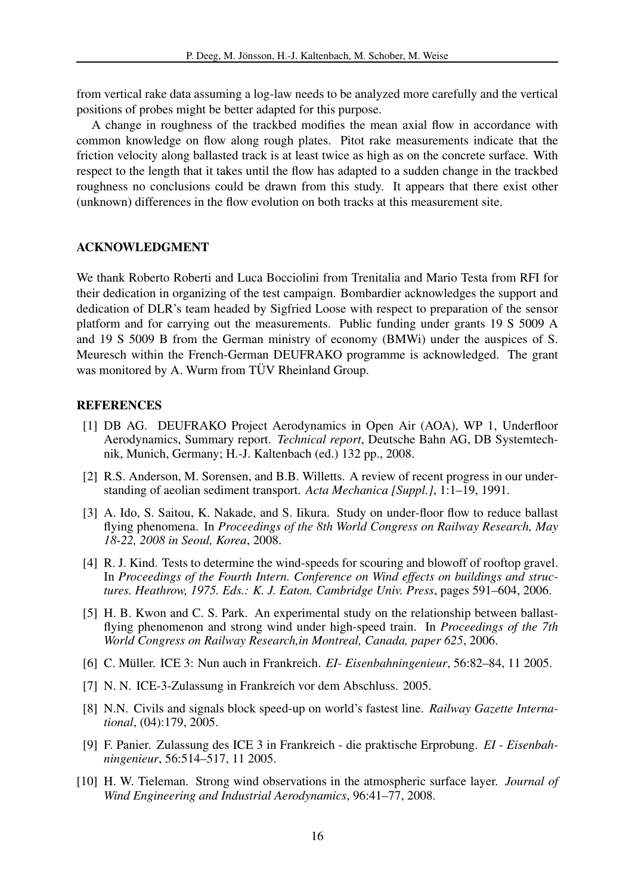from vertical rake data assuming a log-law needs to be analyzed more carefully and the vertical positions of probes might be better adapted for this purpose.

A change in roughness of the trackbed modifies the mean axial flow in accordance with common knowledge on flow along rough plates. Pitot rake measurements indicate that the friction velocity along ballasted track is at least twice as high as on the concrete surface. With respect to the length that it takes until the flow has adapted to a sudden change in the trackbed roughness no conclusions could be drawn from this study. It appears that there exist other (unknown) differences in the flow evolution on both tracks at this measurement site.

## ACKNOWLEDGMENT

We thank Roberto Roberti and Luca Bocciolini from Trenitalia and Mario Testa from RFI for their dedication in organizing of the test campaign. Bombardier acknowledges the support and dedication of DLR's team headed by Sigfried Loose with respect to preparation of the sensor platform and for carrying out the measurements. Public funding under grants 19 S 5009 A and 19 S 5009 B from the German ministry of economy (BMWi) under the auspices of S. Meuresch within the French-German DEUFRAKO programme is acknowledged. The grant was monitored by A. Wurm from TÜV Rheinland Group.

## REFERENCES

[1] DB AG. DEUFRAKO Project Aerodynamics in Open Air (AOA), WP 1, Underfloor Aerodynamics, Summary report. *Technical report*, Deutsche Bahn AG, DB Systemtechnik, Munich, Germany; H.-J. Kaltenbach (ed.) 132 pp., 2008.

[2] R.S. Anderson, M. Sorensen, and B.B. Willetts. A review of recent progress in our understanding of aeolian sediment transport. *Acta Mechanica [Suppl.]*, 1:1–19, 1991.

[3] A. Ido, S. Saitou, K. Nakade, and S. Iikura. Study on under-floor flow to reduce ballast flying phenomena. In *Proceedings of the 8th World Congress on Railway Research, May 18-22, 2008 in Seoul, Korea*, 2008.

[4] R. J. Kind. Tests to determine the wind-speeds for scouring and blowoff of rooftop gravel. In *Proceedings of the Fourth Intern. Conference on Wind effects on buildings and structures. Heathrow, 1975. Eds.: K. J. Eaton. Cambridge Univ. Press*, pages 591–604, 2006.

[5] H. B. Kwon and C. S. Park. An experimental study on the relationship between ballast-flying phenomenon and strong wind under high-speed train. In *Proceedings of the 7th World Congress on Railway Research,in Montreal, Canada, paper 625*, 2006.

[6] C. Müller. ICE 3: Nun auch in Frankreich. *EI- Eisenbahningenieur*, 56:82–84, 11 2005.

[7] N. N. ICE-3-Zulassung in Frankreich vor dem Abschluss. 2005.

[8] N.N. Civils and signals block speed-up on world's fastest line. *Railway Gazette International*, (04):179, 2005.

[9] F. Panier. Zulassung des ICE 3 in Frankreich - die praktische Erprobung. *EI - Eisenbahningenieur*, 56:514–517, 11 2005.

[10] H. W. Tieleman. Strong wind observations in the atmospheric surface layer. *Journal of Wind Engineering and Industrial Aerodynamics*, 96:41–77, 2008.